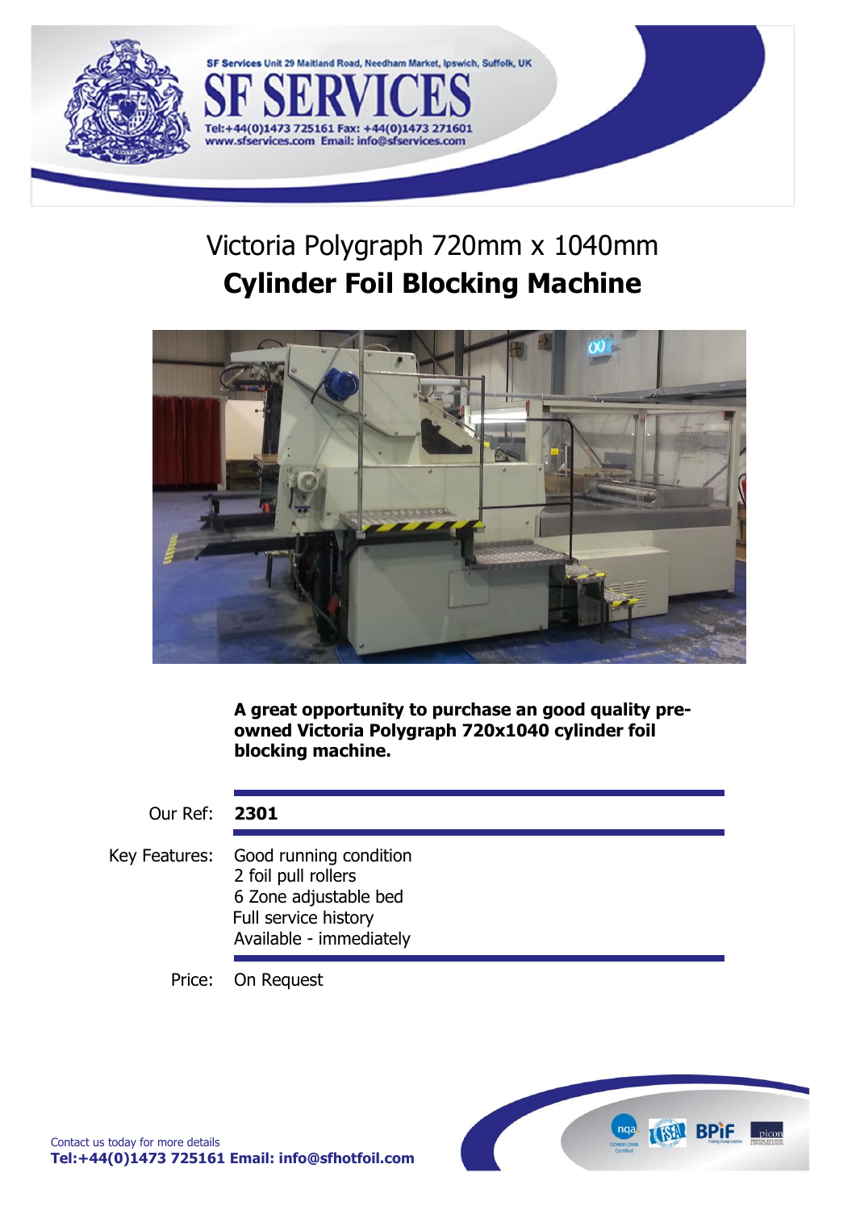SF Services Unit 29 Maitland Road, Needham Market, Ipswich, Suffolk, UK

# SF SERVICES

Tel:+44(0)1473 725161 Fax: +44(0)1473 271601
www.sfservices.com Email: info@sfservices.com

## Victoria Polygraph 720mm x 1040mm
## **Cylinder Foil Blocking Machine**

**A great opportunity to purchase an good quality pre-owned Victoria Polygraph 720x1040 cylinder foil blocking machine.**

| | |
|---|---|
| Our Ref: | **2301** |
| Key Features: | Good running condition<br>2 foil pull rollers<br>6 Zone adjustable bed<br>Full service history<br>Available - immediately |
| Price: | On Request |

Contact us today for more details
**Tel:+44(0)1473 725161 Email: info@sfhotfoil.com**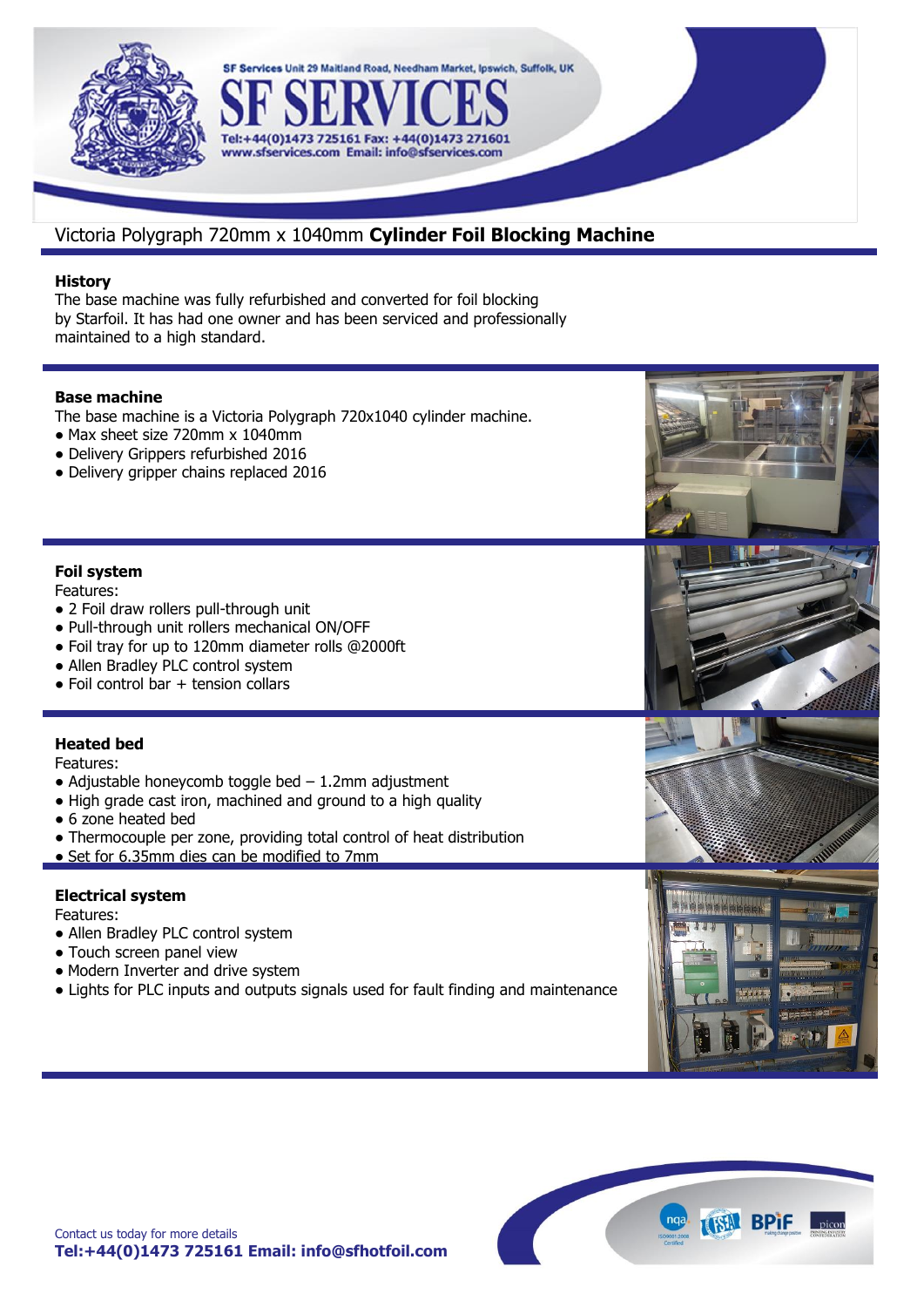SF Services Unit 29 Maitland Road, Needham Market, Ipswich, Suffolk, UK

# SF SERVICES

Tel:+44(0)1473 725161 Fax: +44(0)1473 271601
www.sfservices.com Email: info@sfservices.com

## Victoria Polygraph 720mm x 1040mm **Cylinder Foil Blocking Machine**

### History

The base machine was fully refurbished and converted for foil blocking by Starfoil. It has had one owner and has been serviced and professionally maintained to a high standard.

### Base machine

The base machine is a Victoria Polygraph 720x1040 cylinder machine.

- Max sheet size 720mm x 1040mm
- Delivery Grippers refurbished 2016
- Delivery gripper chains replaced 2016

### Foil system

Features:

- 2 Foil draw rollers pull-through unit
- Pull-through unit rollers mechanical ON/OFF
- Foil tray for up to 120mm diameter rolls @2000ft
- Allen Bradley PLC control system
- Foil control bar + tension collars

### Heated bed

Features:

- Adjustable honeycomb toggle bed – 1.2mm adjustment
- High grade cast iron, machined and ground to a high quality
- 6 zone heated bed
- Thermocouple per zone, providing total control of heat distribution
- Set for 6.35mm dies can be modified to 7mm

### Electrical system

Features:

- Allen Bradley PLC control system
- Touch screen panel view
- Modern Inverter and drive system
- Lights for PLC inputs and outputs signals used for fault finding and maintenance

Contact us today for more details

**Tel:+44(0)1473 725161 Email: info@sfhotfoil.com**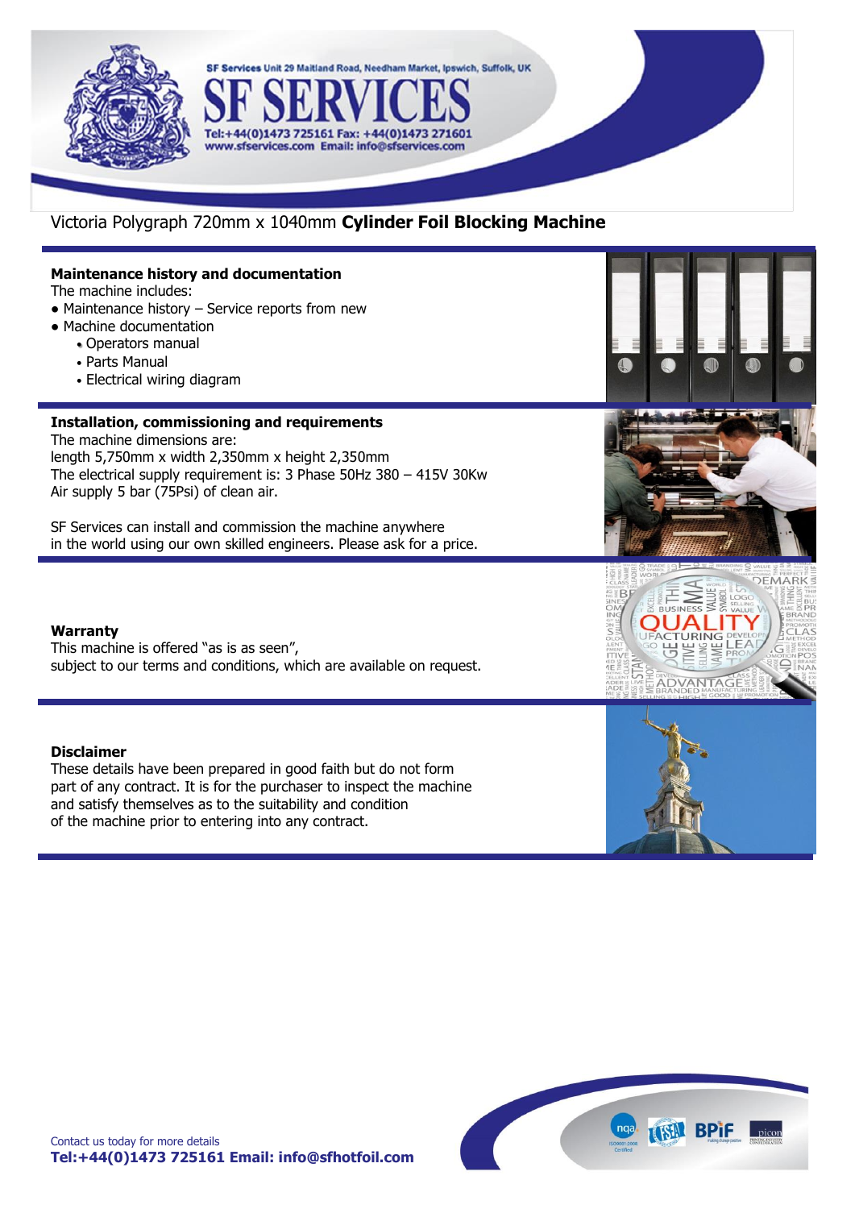SF Services Unit 29 Maitland Road, Needham Market, Ipswich, Suffolk, UK

# SF SERVICES

Tel:+44(0)1473 725161 Fax: +44(0)1473 271601
www.sfservices.com Email: info@sfservices.com

Victoria Polygraph 720mm x 1040mm **Cylinder Foil Blocking Machine**

## Maintenance history and documentation

The machine includes:

- Maintenance history – Service reports from new
- Machine documentation
  - Operators manual
  - Parts Manual
  - Electrical wiring diagram

## Installation, commissioning and requirements

The machine dimensions are:
length 5,750mm x width 2,350mm x height 2,350mm
The electrical supply requirement is: 3 Phase 50Hz 380 – 415V 30Kw
Air supply 5 bar (75Psi) of clean air.

SF Services can install and commission the machine anywhere in the world using our own skilled engineers. Please ask for a price.

## Warranty

This machine is offered "as is as seen", subject to our terms and conditions, which are available on request.

## Disclaimer

These details have been prepared in good faith but do not form part of any contract. It is for the purchaser to inspect the machine and satisfy themselves as to the suitability and condition of the machine prior to entering into any contract.

Contact us today for more details
**Tel:+44(0)1473 725161 Email: info@sfhotfoil.com**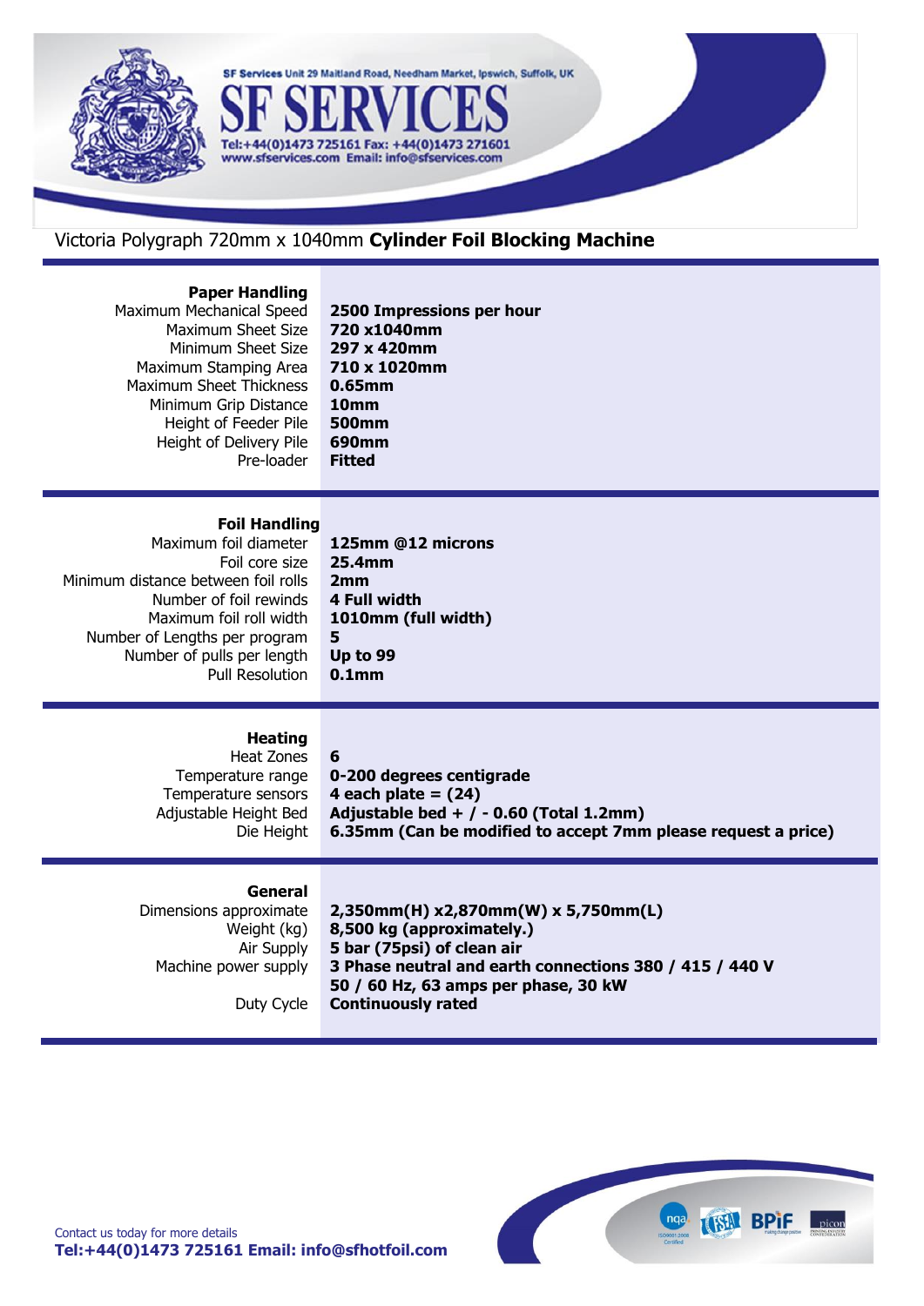SF Services Unit 29 Maitland Road, Needham Market, Ipswich, Suffolk, UK

# SF SERVICES

Tel:+44(0)1473 725161 Fax: +44(0)1473 271601
www.sfservices.com Email: info@sfservices.com

## Victoria Polygraph 720mm x 1040mm **Cylinder Foil Blocking Machine**

| | |
|---|---|
| **Paper Handling** | |
| Maximum Mechanical Speed | **2500 Impressions per hour** |
| Maximum Sheet Size | **720 x1040mm** |
| Minimum Sheet Size | **297 x 420mm** |
| Maximum Stamping Area | **710 x 1020mm** |
| Maximum Sheet Thickness | **0.65mm** |
| Minimum Grip Distance | **10mm** |
| Height of Feeder Pile | **500mm** |
| Height of Delivery Pile | **690mm** |
| Pre-loader | **Fitted** |
| **Foil Handling** | |
| Maximum foil diameter | **125mm @12 microns** |
| Foil core size | **25.4mm** |
| Minimum distance between foil rolls | **2mm** |
| Number of foil rewinds | **4 Full width** |
| Maximum foil roll width | **1010mm (full width)** |
| Number of Lengths per program | **5** |
| Number of pulls per length | **Up to 99** |
| Pull Resolution | **0.1mm** |
| **Heating** | |
| Heat Zones | **6** |
| Temperature range | **0-200 degrees centigrade** |
| Temperature sensors | **4 each plate = (24)** |
| Adjustable Height Bed | **Adjustable bed + / - 0.60 (Total 1.2mm)** |
| Die Height | **6.35mm (Can be modified to accept 7mm please request a price)** |
| **General** | |
| Dimensions approximate | **2,350mm(H) x2,870mm(W) x 5,750mm(L)** |
| Weight (kg) | **8,500 kg (approximately.)** |
| Air Supply | **5 bar (75psi) of clean air** |
| Machine power supply | **3 Phase neutral and earth connections 380 / 415 / 440 V 50 / 60 Hz, 63 amps per phase, 30 kW** |
| Duty Cycle | **Continuously rated** |

Contact us today for more details
**Tel:+44(0)1473 725161 Email: info@sfhotfoil.com**